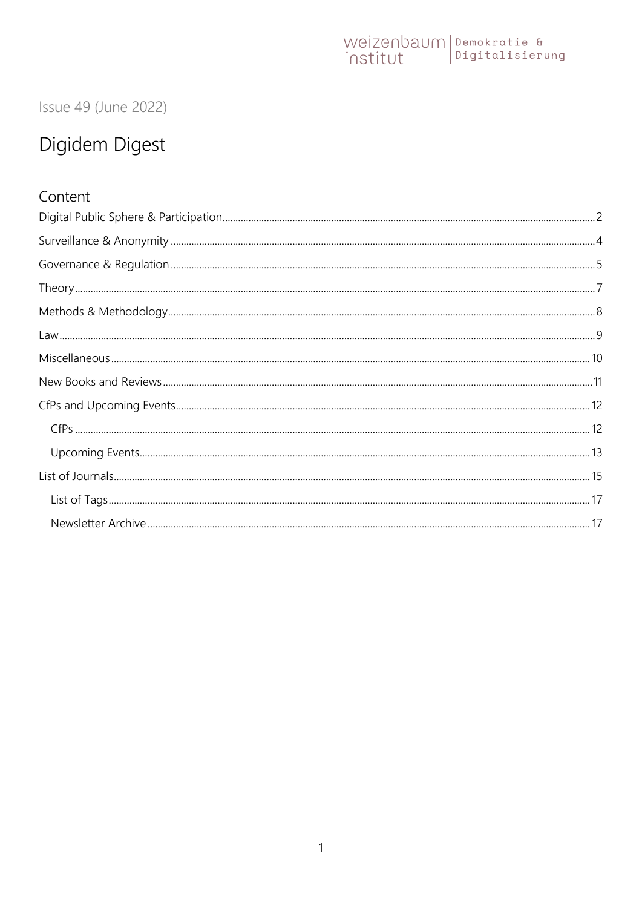weizenbaum institut | Demokratie & Digitalisierung

Issue 49 (June 2022)

# Digidem Digest

## Content

- Digital Public Sphere & Participation ..... 2
- Surveillance & Anonymity ..... 4
- Governance & Regulation ..... 5
- Theory ..... 7
- Methods & Methodology ..... 8
- Law ..... 9
- Miscellaneous ..... 10
- New Books and Reviews ..... 11
- CfPs and Upcoming Events ..... 12
  - CfPs ..... 12
  - Upcoming Events ..... 13
- List of Journals ..... 15
  - List of Tags ..... 17
  - Newsletter Archive ..... 17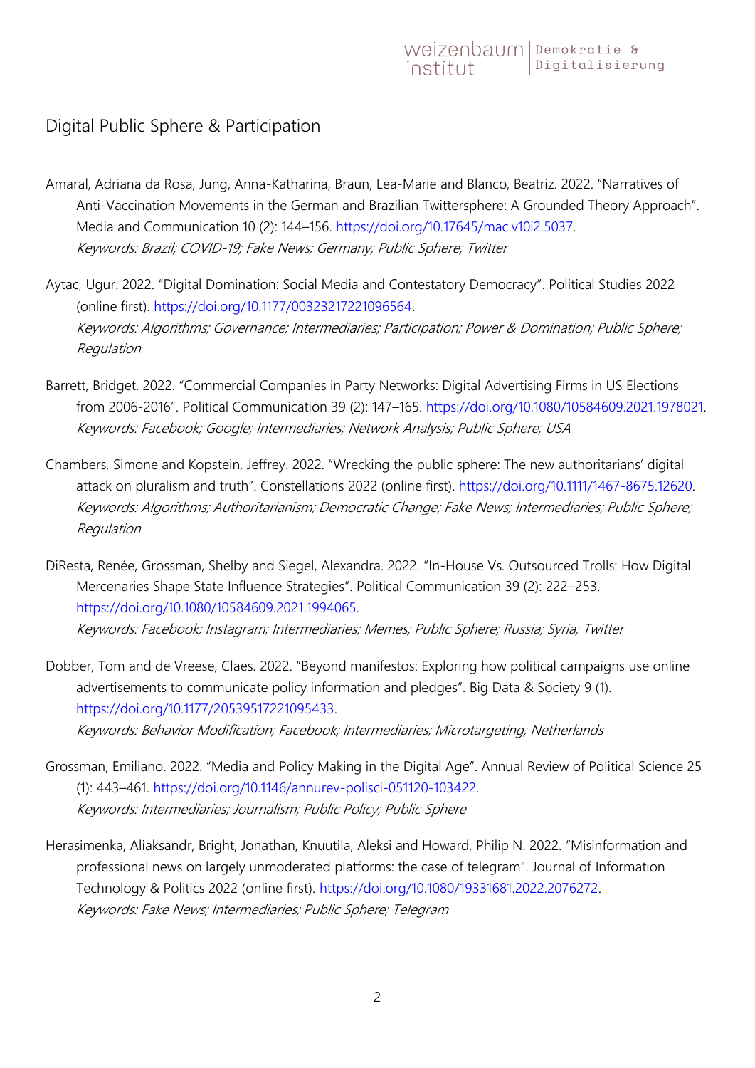## Digital Public Sphere & Participation

Amaral, Adriana da Rosa, Jung, Anna-Katharina, Braun, Lea-Marie and Blanco, Beatriz. 2022. "Narratives of Anti-Vaccination Movements in the German and Brazilian Twittersphere: A Grounded Theory Approach". Media and Communication 10 (2): 144–156. https://doi.org/10.17645/mac.v10i2.5037.
*Keywords: Brazil; COVID-19; Fake News; Germany; Public Sphere; Twitter*

Aytac, Ugur. 2022. "Digital Domination: Social Media and Contestatory Democracy". Political Studies 2022 (online first). https://doi.org/10.1177/00323217221096564.
*Keywords: Algorithms; Governance; Intermediaries; Participation; Power & Domination; Public Sphere; Regulation*

Barrett, Bridget. 2022. "Commercial Companies in Party Networks: Digital Advertising Firms in US Elections from 2006-2016". Political Communication 39 (2): 147–165. https://doi.org/10.1080/10584609.2021.1978021.
*Keywords: Facebook; Google; Intermediaries; Network Analysis; Public Sphere; USA*

Chambers, Simone and Kopstein, Jeffrey. 2022. "Wrecking the public sphere: The new authoritarians' digital attack on pluralism and truth". Constellations 2022 (online first). https://doi.org/10.1111/1467-8675.12620.
*Keywords: Algorithms; Authoritarianism; Democratic Change; Fake News; Intermediaries; Public Sphere; Regulation*

DiResta, Renée, Grossman, Shelby and Siegel, Alexandra. 2022. "In-House Vs. Outsourced Trolls: How Digital Mercenaries Shape State Influence Strategies". Political Communication 39 (2): 222–253. https://doi.org/10.1080/10584609.2021.1994065.
*Keywords: Facebook; Instagram; Intermediaries; Memes; Public Sphere; Russia; Syria; Twitter*

Dobber, Tom and de Vreese, Claes. 2022. "Beyond manifestos: Exploring how political campaigns use online advertisements to communicate policy information and pledges". Big Data & Society 9 (1). https://doi.org/10.1177/20539517221095433.
*Keywords: Behavior Modification; Facebook; Intermediaries; Microtargeting; Netherlands*

Grossman, Emiliano. 2022. "Media and Policy Making in the Digital Age". Annual Review of Political Science 25 (1): 443–461. https://doi.org/10.1146/annurev-polisci-051120-103422.
*Keywords: Intermediaries; Journalism; Public Policy; Public Sphere*

Herasimenka, Aliaksandr, Bright, Jonathan, Knuutila, Aleksi and Howard, Philip N. 2022. "Misinformation and professional news on largely unmoderated platforms: the case of telegram". Journal of Information Technology & Politics 2022 (online first). https://doi.org/10.1080/19331681.2022.2076272.
*Keywords: Fake News; Intermediaries; Public Sphere; Telegram*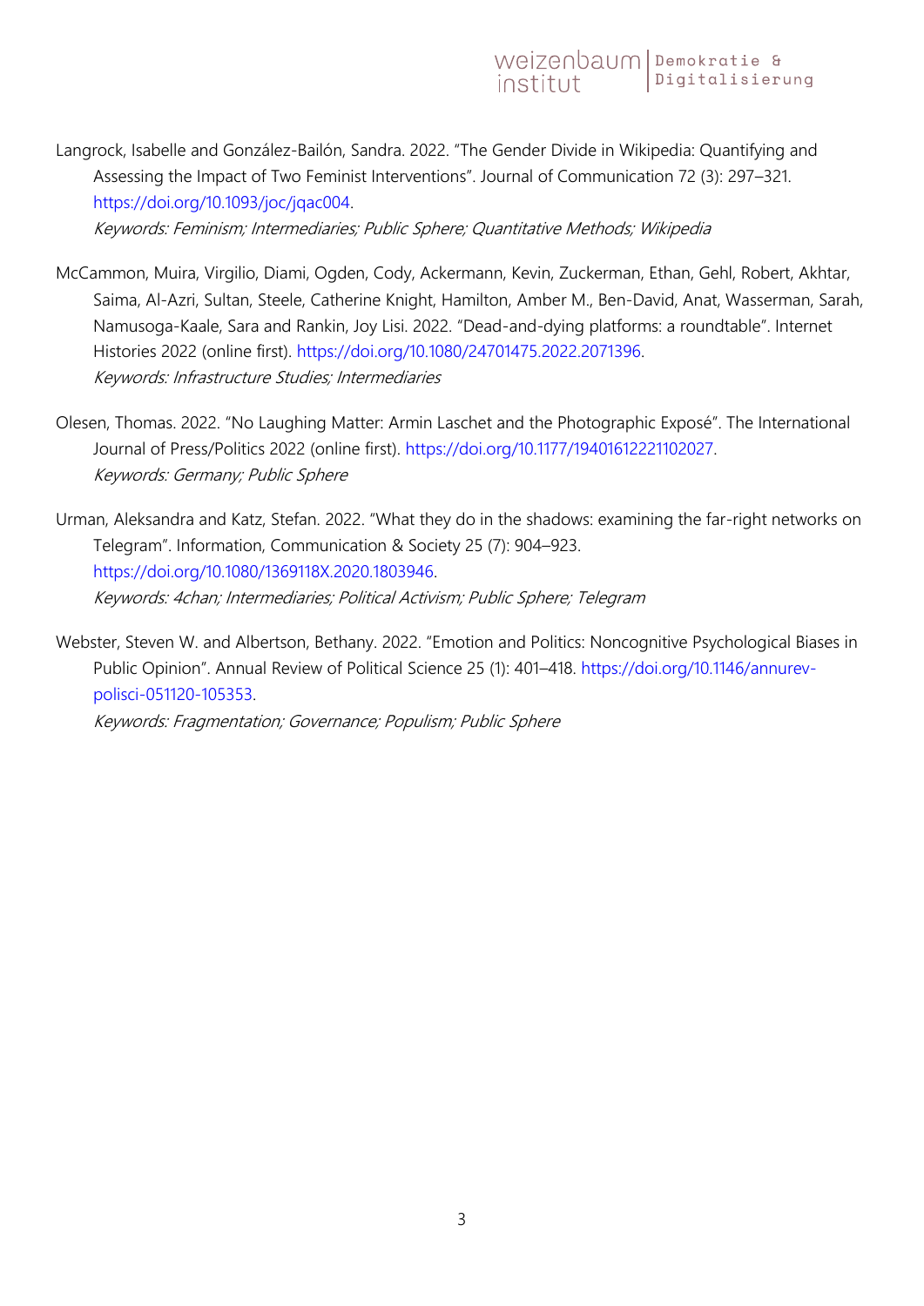Langrock, Isabelle and González-Bailón, Sandra. 2022. "The Gender Divide in Wikipedia: Quantifying and Assessing the Impact of Two Feminist Interventions". Journal of Communication 72 (3): 297–321. https://doi.org/10.1093/joc/jqac004.
*Keywords: Feminism; Intermediaries; Public Sphere; Quantitative Methods; Wikipedia*

McCammon, Muira, Virgilio, Diami, Ogden, Cody, Ackermann, Kevin, Zuckerman, Ethan, Gehl, Robert, Akhtar, Saima, Al-Azri, Sultan, Steele, Catherine Knight, Hamilton, Amber M., Ben-David, Anat, Wasserman, Sarah, Namusoga-Kaale, Sara and Rankin, Joy Lisi. 2022. "Dead-and-dying platforms: a roundtable". Internet Histories 2022 (online first). https://doi.org/10.1080/24701475.2022.2071396.
*Keywords: Infrastructure Studies; Intermediaries*

Olesen, Thomas. 2022. "No Laughing Matter: Armin Laschet and the Photographic Exposé". The International Journal of Press/Politics 2022 (online first). https://doi.org/10.1177/19401612221102027.
*Keywords: Germany; Public Sphere*

Urman, Aleksandra and Katz, Stefan. 2022. "What they do in the shadows: examining the far-right networks on Telegram". Information, Communication & Society 25 (7): 904–923. https://doi.org/10.1080/1369118X.2020.1803946.
*Keywords: 4chan; Intermediaries; Political Activism; Public Sphere; Telegram*

Webster, Steven W. and Albertson, Bethany. 2022. "Emotion and Politics: Noncognitive Psychological Biases in Public Opinion". Annual Review of Political Science 25 (1): 401–418. https://doi.org/10.1146/annurev-polisci-051120-105353.
*Keywords: Fragmentation; Governance; Populism; Public Sphere*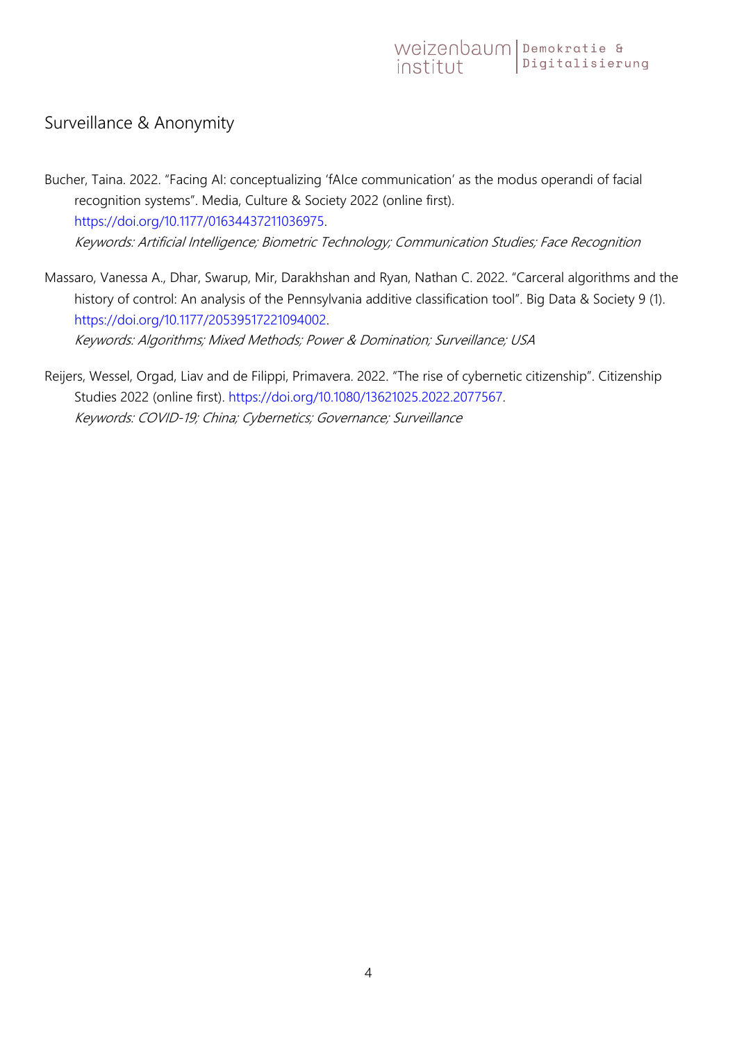## Surveillance & Anonymity

Bucher, Taina. 2022. "Facing AI: conceptualizing 'fAIce communication' as the modus operandi of facial recognition systems". Media, Culture & Society 2022 (online first). https://doi.org/10.1177/01634437211036975.
*Keywords: Artificial Intelligence; Biometric Technology; Communication Studies; Face Recognition*

Massaro, Vanessa A., Dhar, Swarup, Mir, Darakhshan and Ryan, Nathan C. 2022. "Carceral algorithms and the history of control: An analysis of the Pennsylvania additive classification tool". Big Data & Society 9 (1). https://doi.org/10.1177/20539517221094002.
*Keywords: Algorithms; Mixed Methods; Power & Domination; Surveillance; USA*

Reijers, Wessel, Orgad, Liav and de Filippi, Primavera. 2022. "The rise of cybernetic citizenship". Citizenship Studies 2022 (online first). https://doi.org/10.1080/13621025.2022.2077567.
*Keywords: COVID-19; China; Cybernetics; Governance; Surveillance*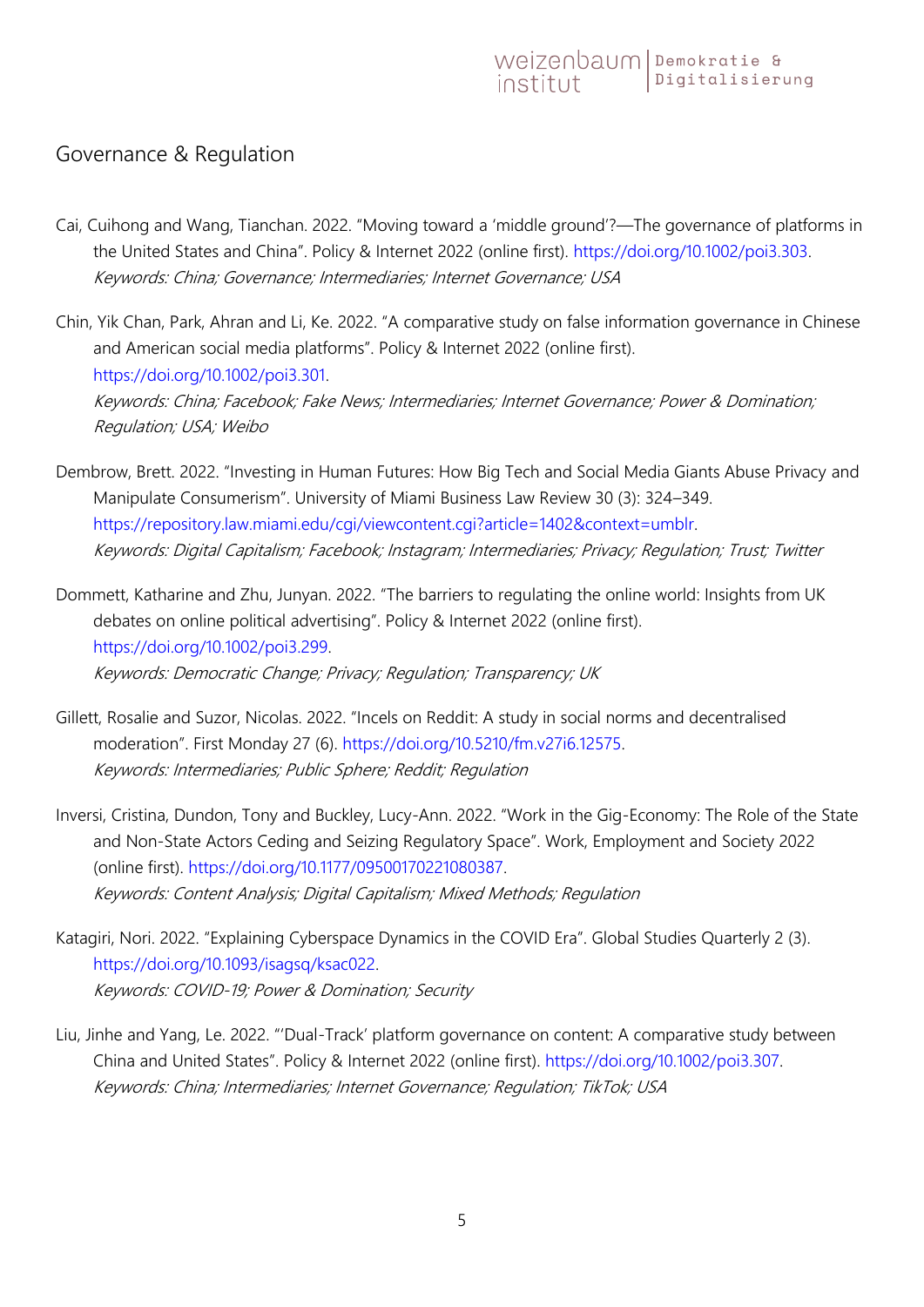## Governance & Regulation

Cai, Cuihong and Wang, Tianchan. 2022. "Moving toward a 'middle ground'?—The governance of platforms in the United States and China". Policy & Internet 2022 (online first). https://doi.org/10.1002/poi3.303.
*Keywords: China; Governance; Intermediaries; Internet Governance; USA*

Chin, Yik Chan, Park, Ahran and Li, Ke. 2022. "A comparative study on false information governance in Chinese and American social media platforms". Policy & Internet 2022 (online first). https://doi.org/10.1002/poi3.301.
*Keywords: China; Facebook; Fake News; Intermediaries; Internet Governance; Power & Domination; Regulation; USA; Weibo*

Dembrow, Brett. 2022. "Investing in Human Futures: How Big Tech and Social Media Giants Abuse Privacy and Manipulate Consumerism". University of Miami Business Law Review 30 (3): 324–349. https://repository.law.miami.edu/cgi/viewcontent.cgi?article=1402&context=umblr.
*Keywords: Digital Capitalism; Facebook; Instagram; Intermediaries; Privacy; Regulation; Trust; Twitter*

Dommett, Katharine and Zhu, Junyan. 2022. "The barriers to regulating the online world: Insights from UK debates on online political advertising". Policy & Internet 2022 (online first). https://doi.org/10.1002/poi3.299.
*Keywords: Democratic Change; Privacy; Regulation; Transparency; UK*

Gillett, Rosalie and Suzor, Nicolas. 2022. "Incels on Reddit: A study in social norms and decentralised moderation". First Monday 27 (6). https://doi.org/10.5210/fm.v27i6.12575.
*Keywords: Intermediaries; Public Sphere; Reddit; Regulation*

Inversi, Cristina, Dundon, Tony and Buckley, Lucy-Ann. 2022. "Work in the Gig-Economy: The Role of the State and Non-State Actors Ceding and Seizing Regulatory Space". Work, Employment and Society 2022 (online first). https://doi.org/10.1177/09500170221080387.
*Keywords: Content Analysis; Digital Capitalism; Mixed Methods; Regulation*

Katagiri, Nori. 2022. "Explaining Cyberspace Dynamics in the COVID Era". Global Studies Quarterly 2 (3). https://doi.org/10.1093/isagsq/ksac022.
*Keywords: COVID-19; Power & Domination; Security*

Liu, Jinhe and Yang, Le. 2022. "'Dual-Track' platform governance on content: A comparative study between China and United States". Policy & Internet 2022 (online first). https://doi.org/10.1002/poi3.307.
*Keywords: China; Intermediaries; Internet Governance; Regulation; TikTok; USA*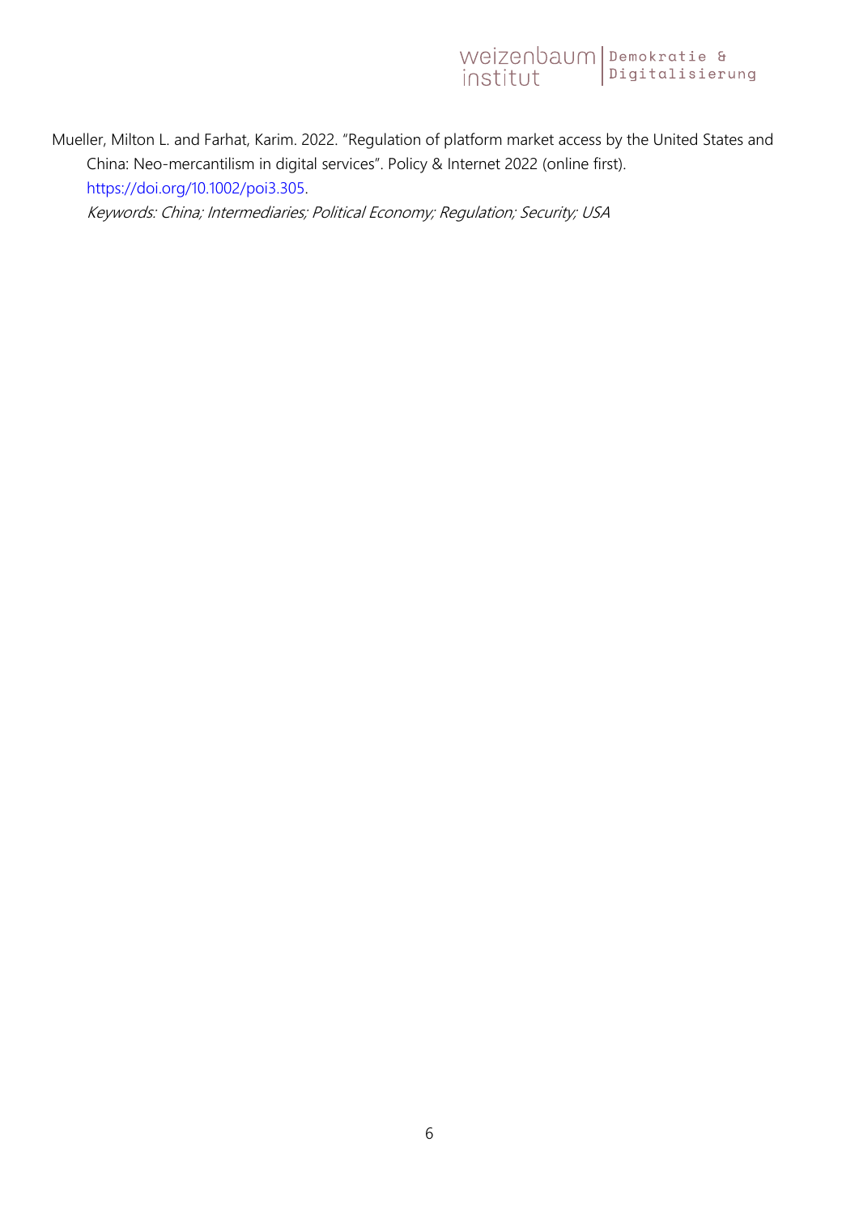Mueller, Milton L. and Farhat, Karim. 2022. "Regulation of platform market access by the United States and China: Neo-mercantilism in digital services". Policy & Internet 2022 (online first). https://doi.org/10.1002/poi3.305.

*Keywords: China; Intermediaries; Political Economy; Regulation; Security; USA*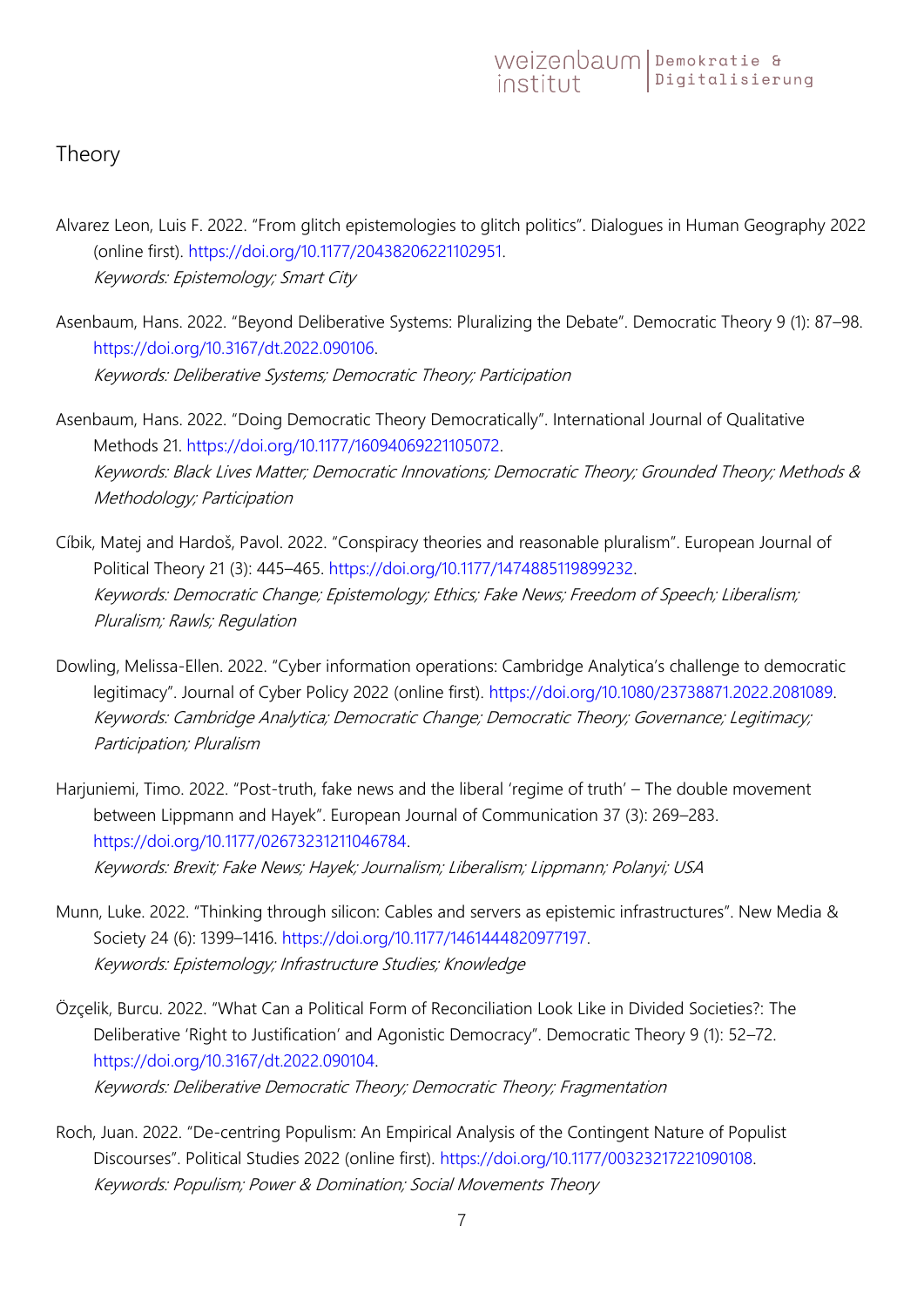## Theory

Alvarez Leon, Luis F. 2022. "From glitch epistemologies to glitch politics". Dialogues in Human Geography 2022 (online first). https://doi.org/10.1177/20438206221102951.
*Keywords: Epistemology; Smart City*

Asenbaum, Hans. 2022. "Beyond Deliberative Systems: Pluralizing the Debate". Democratic Theory 9 (1): 87–98. https://doi.org/10.3167/dt.2022.090106.
*Keywords: Deliberative Systems; Democratic Theory; Participation*

Asenbaum, Hans. 2022. "Doing Democratic Theory Democratically". International Journal of Qualitative Methods 21. https://doi.org/10.1177/16094069221105072.
*Keywords: Black Lives Matter; Democratic Innovations; Democratic Theory; Grounded Theory; Methods & Methodology; Participation*

Cíbik, Matej and Hardoš, Pavol. 2022. "Conspiracy theories and reasonable pluralism". European Journal of Political Theory 21 (3): 445–465. https://doi.org/10.1177/1474885119899232.
*Keywords: Democratic Change; Epistemology; Ethics; Fake News; Freedom of Speech; Liberalism; Pluralism; Rawls; Regulation*

Dowling, Melissa-Ellen. 2022. "Cyber information operations: Cambridge Analytica's challenge to democratic legitimacy". Journal of Cyber Policy 2022 (online first). https://doi.org/10.1080/23738871.2022.2081089.
*Keywords: Cambridge Analytica; Democratic Change; Democratic Theory; Governance; Legitimacy; Participation; Pluralism*

Harjuniemi, Timo. 2022. "Post-truth, fake news and the liberal 'regime of truth' – The double movement between Lippmann and Hayek". European Journal of Communication 37 (3): 269–283. https://doi.org/10.1177/02673231211046784.
*Keywords: Brexit; Fake News; Hayek; Journalism; Liberalism; Lippmann; Polanyi; USA*

Munn, Luke. 2022. "Thinking through silicon: Cables and servers as epistemic infrastructures". New Media & Society 24 (6): 1399–1416. https://doi.org/10.1177/1461444820977197.
*Keywords: Epistemology; Infrastructure Studies; Knowledge*

Özçelik, Burcu. 2022. "What Can a Political Form of Reconciliation Look Like in Divided Societies?: The Deliberative 'Right to Justification' and Agonistic Democracy". Democratic Theory 9 (1): 52–72. https://doi.org/10.3167/dt.2022.090104.
*Keywords: Deliberative Democratic Theory; Democratic Theory; Fragmentation*

Roch, Juan. 2022. "De-centring Populism: An Empirical Analysis of the Contingent Nature of Populist Discourses". Political Studies 2022 (online first). https://doi.org/10.1177/00323217221090108.
*Keywords: Populism; Power & Domination; Social Movements Theory*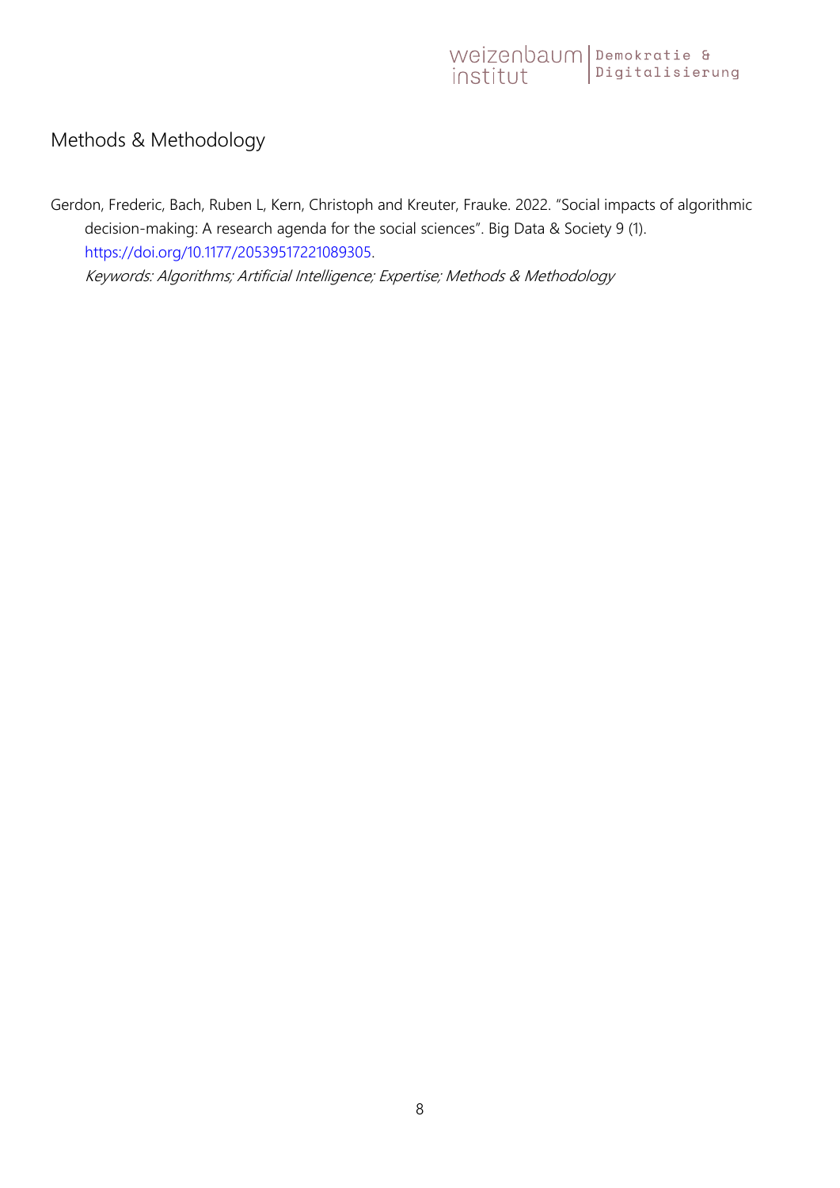## Methods & Methodology

Gerdon, Frederic, Bach, Ruben L, Kern, Christoph and Kreuter, Frauke. 2022. "Social impacts of algorithmic decision-making: A research agenda for the social sciences". Big Data & Society 9 (1). https://doi.org/10.1177/20539517221089305.
*Keywords: Algorithms; Artificial Intelligence; Expertise; Methods & Methodology*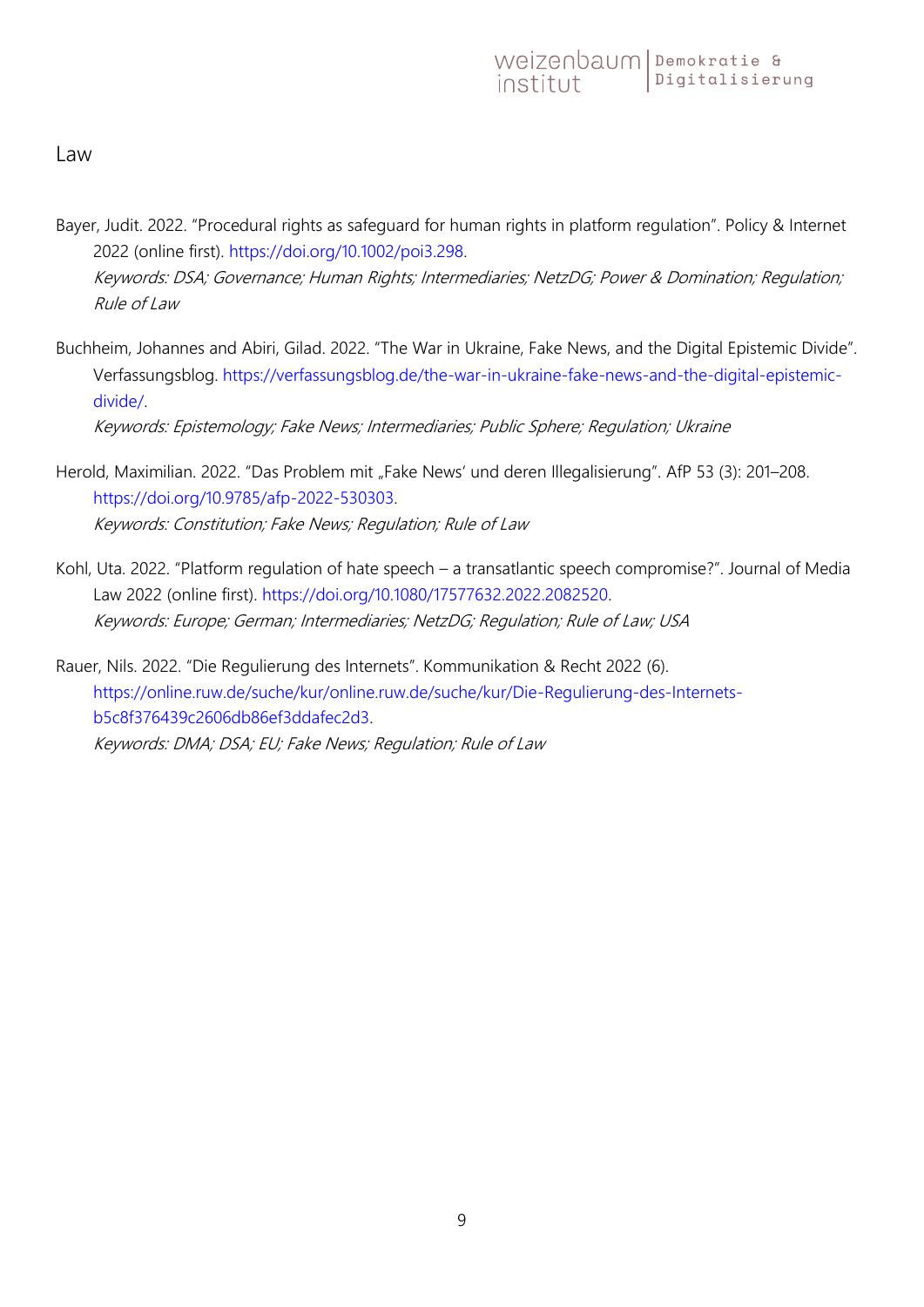## Law

Bayer, Judit. 2022. "Procedural rights as safeguard for human rights in platform regulation". Policy & Internet 2022 (online first). https://doi.org/10.1002/poi3.298.
*Keywords: DSA; Governance; Human Rights; Intermediaries; NetzDG; Power & Domination; Regulation; Rule of Law*

Buchheim, Johannes and Abiri, Gilad. 2022. "The War in Ukraine, Fake News, and the Digital Epistemic Divide". Verfassungsblog. https://verfassungsblog.de/the-war-in-ukraine-fake-news-and-the-digital-epistemic-divide/.
*Keywords: Epistemology; Fake News; Intermediaries; Public Sphere; Regulation; Ukraine*

Herold, Maximilian. 2022. "Das Problem mit „Fake News' und deren Illegalisierung". AfP 53 (3): 201–208. https://doi.org/10.9785/afp-2022-530303.
*Keywords: Constitution; Fake News; Regulation; Rule of Law*

Kohl, Uta. 2022. "Platform regulation of hate speech – a transatlantic speech compromise?". Journal of Media Law 2022 (online first). https://doi.org/10.1080/17577632.2022.2082520.
*Keywords: Europe; German; Intermediaries; NetzDG; Regulation; Rule of Law; USA*

Rauer, Nils. 2022. "Die Regulierung des Internets". Kommunikation & Recht 2022 (6). https://online.ruw.de/suche/kur/online.ruw.de/suche/kur/Die-Regulierung-des-Internets-b5c8f376439c2606db86ef3ddafec2d3.
*Keywords: DMA; DSA; EU; Fake News; Regulation; Rule of Law*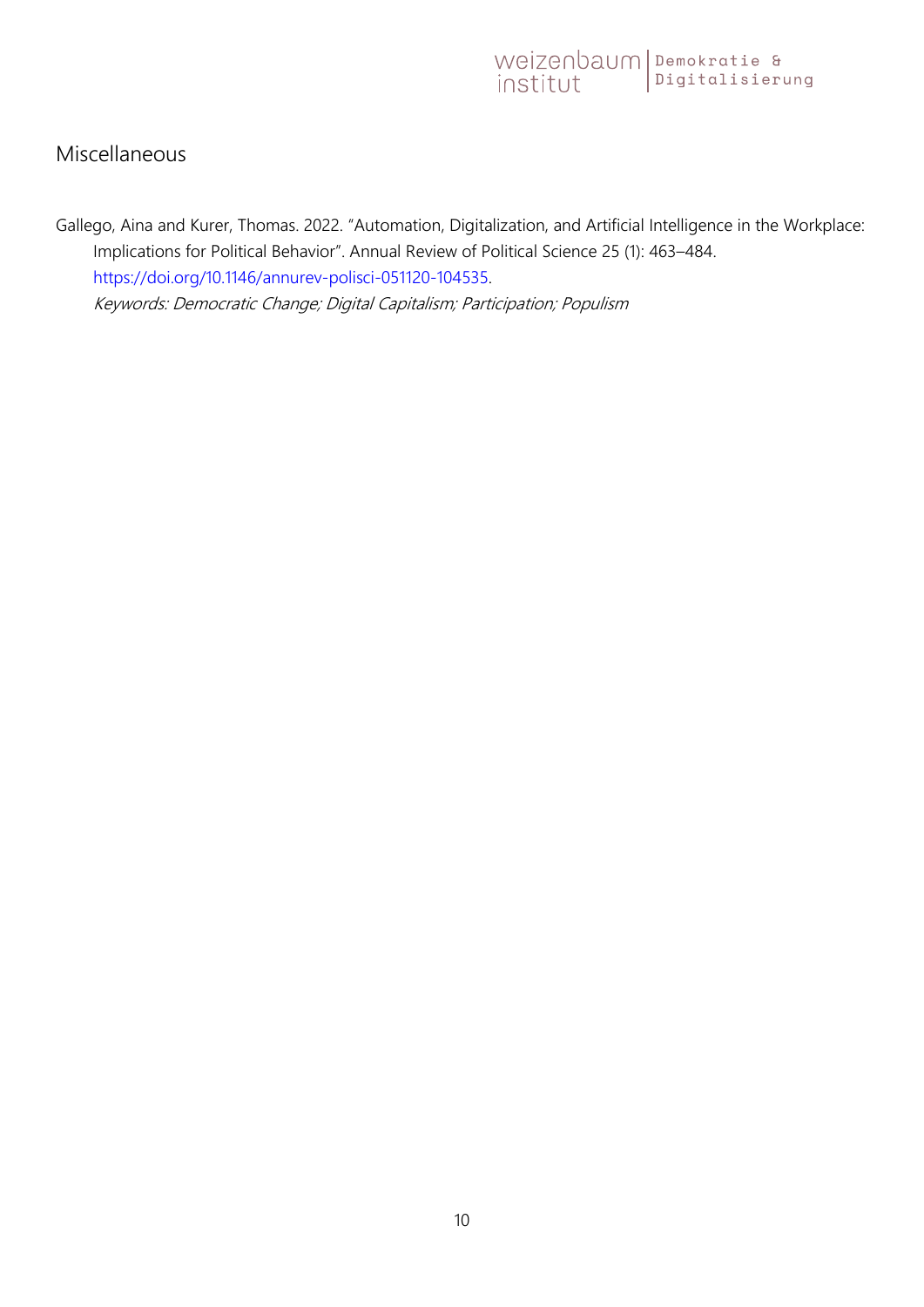## Miscellaneous

Gallego, Aina and Kurer, Thomas. 2022. "Automation, Digitalization, and Artificial Intelligence in the Workplace: Implications for Political Behavior". Annual Review of Political Science 25 (1): 463–484. https://doi.org/10.1146/annurev-polisci-051120-104535.
*Keywords: Democratic Change; Digital Capitalism; Participation; Populism*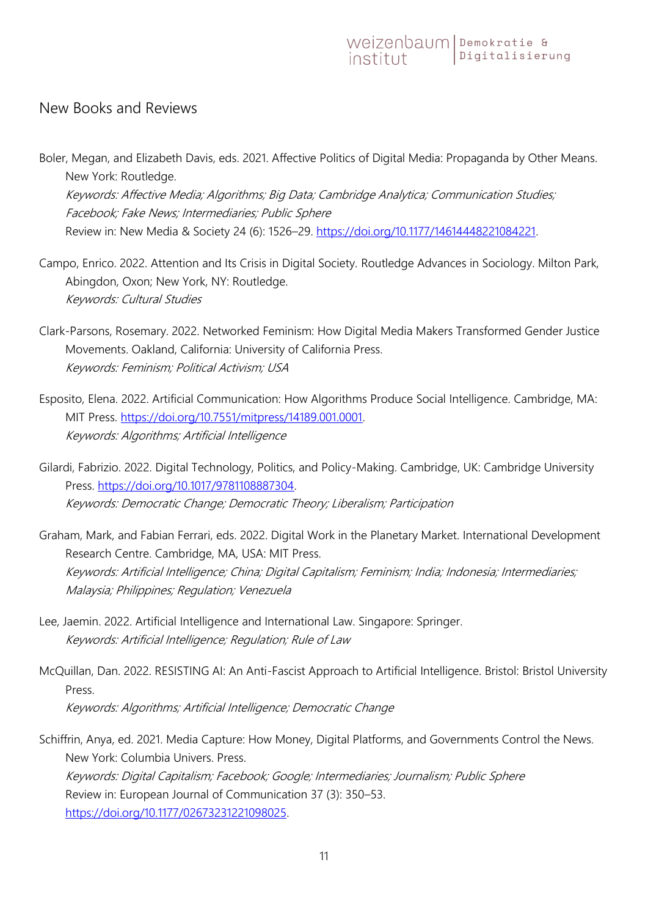## New Books and Reviews

Boler, Megan, and Elizabeth Davis, eds. 2021. Affective Politics of Digital Media: Propaganda by Other Means. New York: Routledge.
*Keywords: Affective Media; Algorithms; Big Data; Cambridge Analytica; Communication Studies; Facebook; Fake News; Intermediaries; Public Sphere*
Review in: New Media & Society 24 (6): 1526–29. https://doi.org/10.1177/14614448221084221.

Campo, Enrico. 2022. Attention and Its Crisis in Digital Society. Routledge Advances in Sociology. Milton Park, Abingdon, Oxon; New York, NY: Routledge.
*Keywords: Cultural Studies*

Clark-Parsons, Rosemary. 2022. Networked Feminism: How Digital Media Makers Transformed Gender Justice Movements. Oakland, California: University of California Press.
*Keywords: Feminism; Political Activism; USA*

Esposito, Elena. 2022. Artificial Communication: How Algorithms Produce Social Intelligence. Cambridge, MA: MIT Press. https://doi.org/10.7551/mitpress/14189.001.0001.
*Keywords: Algorithms; Artificial Intelligence*

Gilardi, Fabrizio. 2022. Digital Technology, Politics, and Policy-Making. Cambridge, UK: Cambridge University Press. https://doi.org/10.1017/9781108887304.
*Keywords: Democratic Change; Democratic Theory; Liberalism; Participation*

Graham, Mark, and Fabian Ferrari, eds. 2022. Digital Work in the Planetary Market. International Development Research Centre. Cambridge, MA, USA: MIT Press.
*Keywords: Artificial Intelligence; China; Digital Capitalism; Feminism; India; Indonesia; Intermediaries; Malaysia; Philippines; Regulation; Venezuela*

Lee, Jaemin. 2022. Artificial Intelligence and International Law. Singapore: Springer.
*Keywords: Artificial Intelligence; Regulation; Rule of Law*

McQuillan, Dan. 2022. RESISTING AI: An Anti-Fascist Approach to Artificial Intelligence. Bristol: Bristol University Press.
*Keywords: Algorithms; Artificial Intelligence; Democratic Change*

Schiffrin, Anya, ed. 2021. Media Capture: How Money, Digital Platforms, and Governments Control the News. New York: Columbia Univers. Press.
*Keywords: Digital Capitalism; Facebook; Google; Intermediaries; Journalism; Public Sphere*
Review in: European Journal of Communication 37 (3): 350–53. https://doi.org/10.1177/02673231221098025.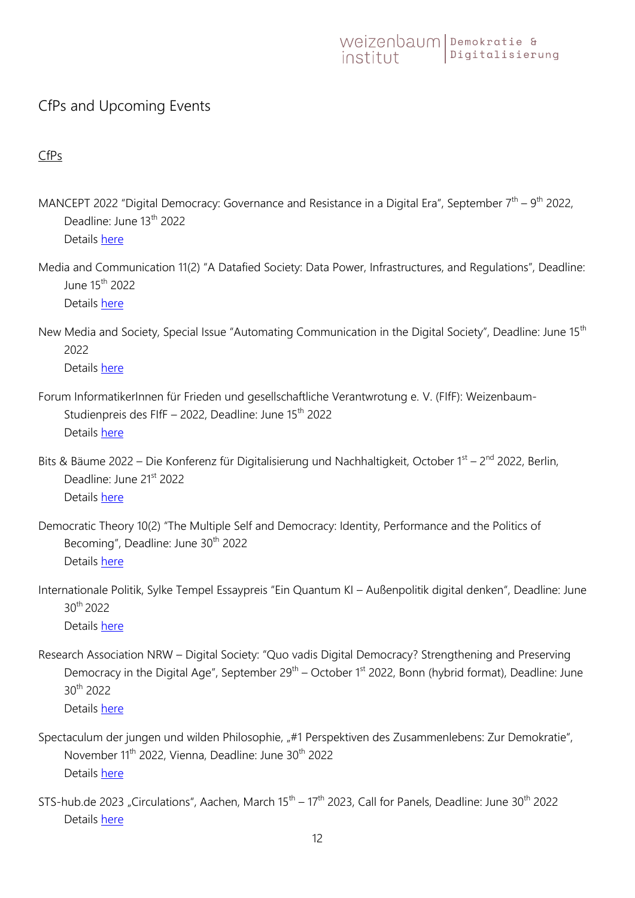## CfPs and Upcoming Events

### CfPs

MANCEPT 2022 "Digital Democracy: Governance and Resistance in a Digital Era", September 7th – 9th 2022, Deadline: June 13th 2022
Details here

Media and Communication 11(2) "A Datafied Society: Data Power, Infrastructures, and Regulations", Deadline: June 15th 2022
Details here

New Media and Society, Special Issue "Automating Communication in the Digital Society", Deadline: June 15th 2022
Details here

Forum InformatikerInnen für Frieden und gesellschaftliche Verantwrotung e. V. (FIfF): Weizenbaum-Studienpreis des FIfF – 2022, Deadline: June 15th 2022
Details here

Bits & Bäume 2022 – Die Konferenz für Digitalisierung und Nachhaltigkeit, October 1st – 2nd 2022, Berlin, Deadline: June 21st 2022
Details here

Democratic Theory 10(2) "The Multiple Self and Democracy: Identity, Performance and the Politics of Becoming", Deadline: June 30th 2022
Details here

Internationale Politik, Sylke Tempel Essaypreis "Ein Quantum KI – Außenpolitik digital denken", Deadline: June 30th 2022
Details here

Research Association NRW – Digital Society: "Quo vadis Digital Democracy? Strengthening and Preserving Democracy in the Digital Age", September 29th – October 1st 2022, Bonn (hybrid format), Deadline: June 30th 2022
Details here

Spectaculum der jungen und wilden Philosophie, „#1 Perspektiven des Zusammenlebens: Zur Demokratie", November 11th 2022, Vienna, Deadline: June 30th 2022
Details here

STS-hub.de 2023 „Circulations", Aachen, March 15th – 17th 2023, Call for Panels, Deadline: June 30th 2022
Details here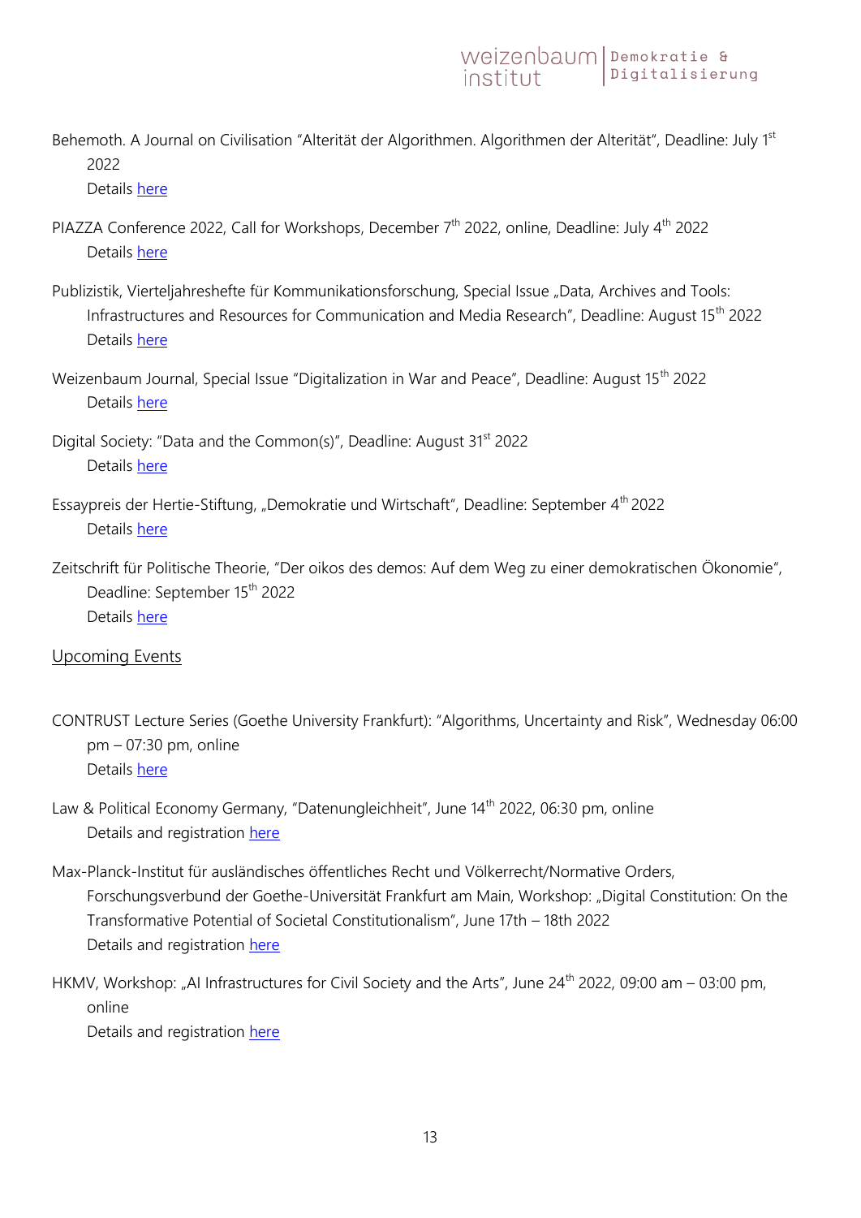Behemoth. A Journal on Civilisation "Alterität der Algorithmen. Algorithmen der Alterität", Deadline: July 1st 2022

Details [here]

PIAZZA Conference 2022, Call for Workshops, December 7th 2022, online, Deadline: July 4th 2022

Details [here]

Publizistik, Vierteljahreshefte für Kommunikationsforschung, Special Issue „Data, Archives and Tools: Infrastructures and Resources for Communication and Media Research", Deadline: August 15th 2022

Details [here]

Weizenbaum Journal, Special Issue "Digitalization in War and Peace", Deadline: August 15th 2022

Details [here]

Digital Society: "Data and the Common(s)", Deadline: August 31st 2022

Details [here]

Essaypreis der Hertie-Stiftung, „Demokratie und Wirtschaft", Deadline: September 4th 2022

Details [here]

Zeitschrift für Politische Theorie, "Der oikos des demos: Auf dem Weg zu einer demokratischen Ökonomie", Deadline: September 15th 2022

Details [here]

## Upcoming Events

CONTRUST Lecture Series (Goethe University Frankfurt): "Algorithms, Uncertainty and Risk", Wednesday 06:00 pm – 07:30 pm, online

Details [here]

Law & Political Economy Germany, "Datenungleichheit", June 14th 2022, 06:30 pm, online

Details and registration [here]

Max-Planck-Institut für ausländisches öffentliches Recht und Völkerrecht/Normative Orders, Forschungsverbund der Goethe-Universität Frankfurt am Main, Workshop: „Digital Constitution: On the Transformative Potential of Societal Constitutionalism", June 17th – 18th 2022

Details and registration [here]

HKMV, Workshop: „AI Infrastructures for Civil Society and the Arts", June 24th 2022, 09:00 am – 03:00 pm, online

Details and registration [here]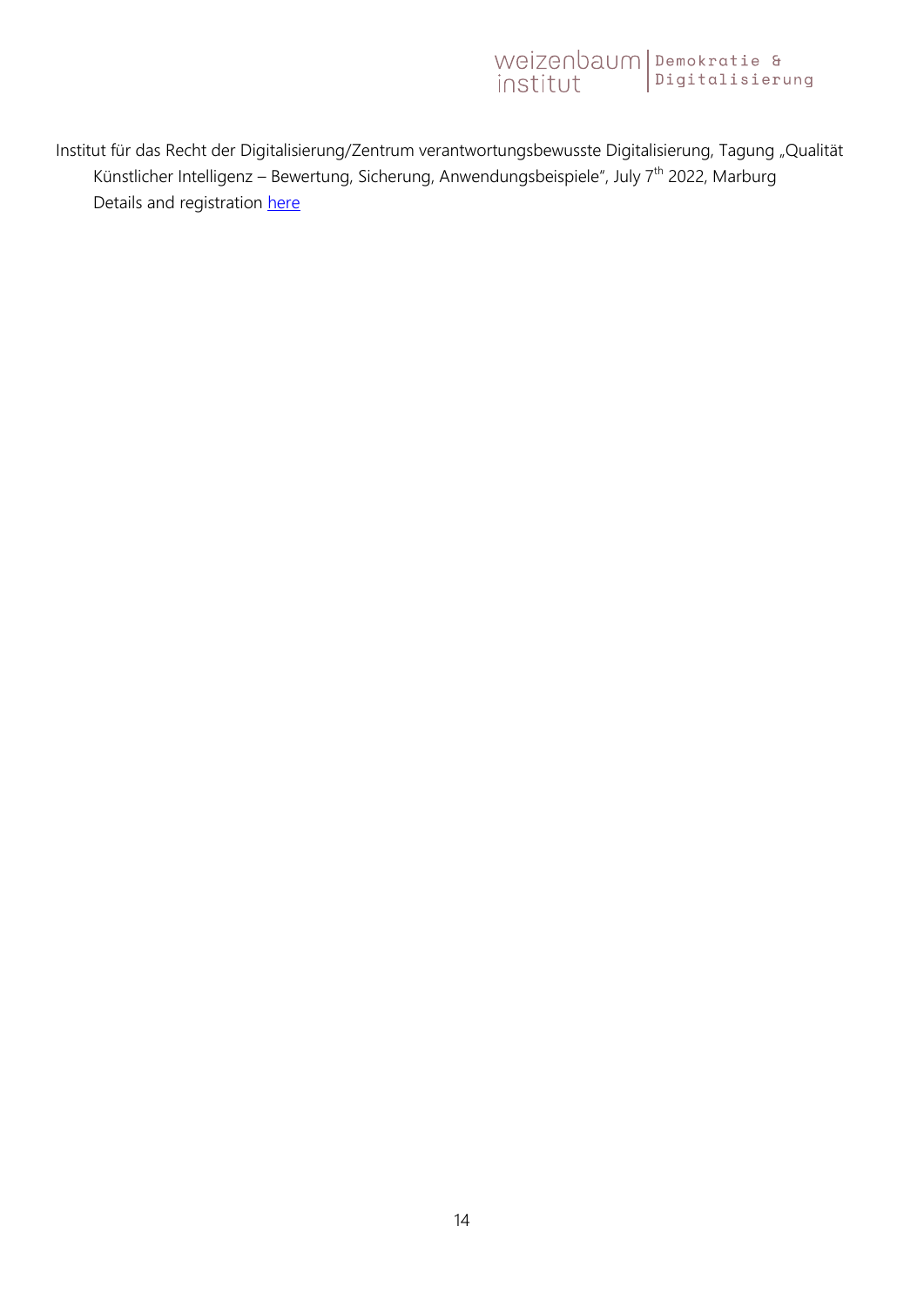Institut für das Recht der Digitalisierung/Zentrum verantwortungsbewusste Digitalisierung, Tagung „Qualität Künstlicher Intelligenz – Bewertung, Sicherung, Anwendungsbeispiele", July 7th 2022, Marburg
Details and registration here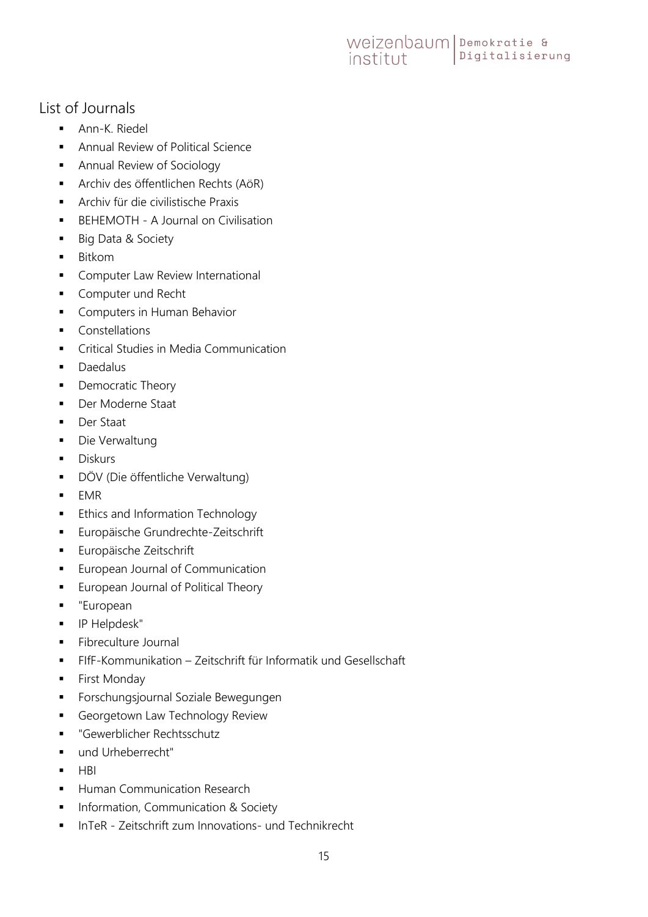## List of Journals

- Ann-K. Riedel
- Annual Review of Political Science
- Annual Review of Sociology
- Archiv des öffentlichen Rechts (AöR)
- Archiv für die civilistische Praxis
- BEHEMOTH - A Journal on Civilisation
- Big Data & Society
- Bitkom
- Computer Law Review International
- Computer und Recht
- Computers in Human Behavior
- Constellations
- Critical Studies in Media Communication
- Daedalus
- Democratic Theory
- Der Moderne Staat
- Der Staat
- Die Verwaltung
- Diskurs
- DÖV (Die öffentliche Verwaltung)
- EMR
- Ethics and Information Technology
- Europäische Grundrechte-Zeitschrift
- Europäische Zeitschrift
- European Journal of Communication
- European Journal of Political Theory
- "European
- IP Helpdesk"
- Fibreculture Journal
- FIfF-Kommunikation – Zeitschrift für Informatik und Gesellschaft
- First Monday
- Forschungsjournal Soziale Bewegungen
- Georgetown Law Technology Review
- "Gewerblicher Rechtsschutz
- und Urheberrecht"
- HBI
- Human Communication Research
- Information, Communication & Society
- InTeR - Zeitschrift zum Innovations- und Technikrecht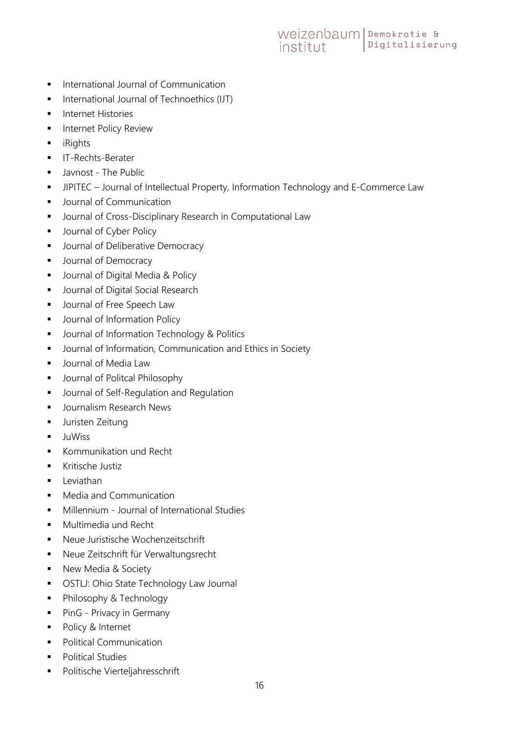- International Journal of Communication
- International Journal of Technoethics (IJT)
- Internet Histories
- Internet Policy Review
- iRights
- IT-Rechts-Berater
- Javnost - The Public
- JIPITEC – Journal of Intellectual Property, Information Technology and E-Commerce Law
- Journal of Communication
- Journal of Cross-Disciplinary Research in Computational Law
- Journal of Cyber Policy
- Journal of Deliberative Democracy
- Journal of Democracy
- Journal of Digital Media & Policy
- Journal of Digital Social Research
- Journal of Free Speech Law
- Journal of Information Policy
- Journal of Information Technology & Politics
- Journal of Information, Communication and Ethics in Society
- Journal of Media Law
- Journal of Politcal Philosophy
- Journal of Self-Regulation and Regulation
- Journalism Research News
- Juristen Zeitung
- JuWiss
- Kommunikation und Recht
- Kritische Justiz
- Leviathan
- Media and Communication
- Millennium - Journal of International Studies
- Multimedia und Recht
- Neue Juristische Wochenzeitschrift
- Neue Zeitschrift für Verwaltungsrecht
- New Media & Society
- OSTLJ: Ohio State Technology Law Journal
- Philosophy & Technology
- PinG - Privacy in Germany
- Policy & Internet
- Political Communication
- Political Studies
- Politische Vierteljahresschrift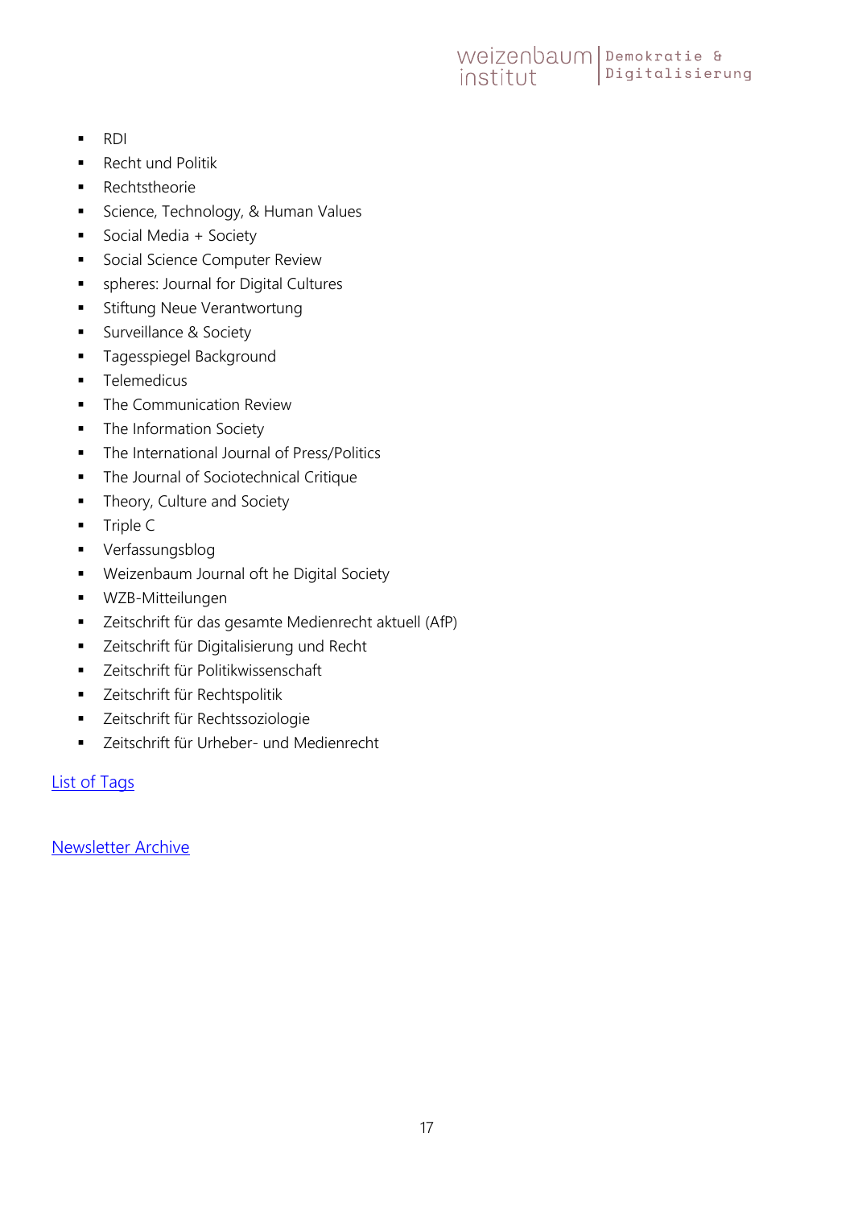- RDI
- Recht und Politik
- Rechtstheorie
- Science, Technology, & Human Values
- Social Media + Society
- Social Science Computer Review
- spheres: Journal for Digital Cultures
- Stiftung Neue Verantwortung
- Surveillance & Society
- Tagesspiegel Background
- Telemedicus
- The Communication Review
- The Information Society
- The International Journal of Press/Politics
- The Journal of Sociotechnical Critique
- Theory, Culture and Society
- Triple C
- Verfassungsblog
- Weizenbaum Journal oft he Digital Society
- WZB-Mitteilungen
- Zeitschrift für das gesamte Medienrecht aktuell (AfP)
- Zeitschrift für Digitalisierung und Recht
- Zeitschrift für Politikwissenschaft
- Zeitschrift für Rechtspolitik
- Zeitschrift für Rechtssoziologie
- Zeitschrift für Urheber- und Medienrecht

List of Tags

Newsletter Archive